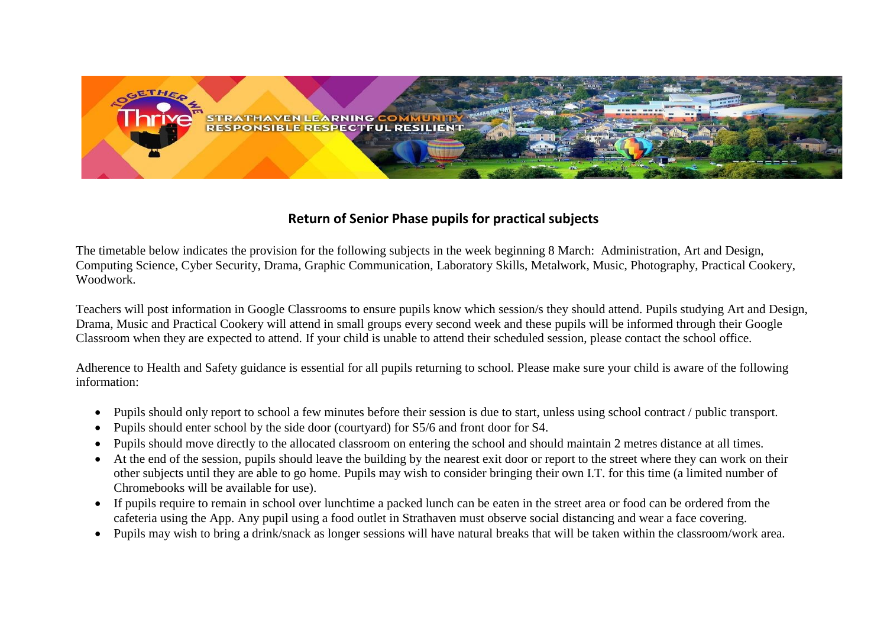## Return of Senior Phase pupils for practical subjects

The timetable below indicates the provision for the following subjects in the week beginning 8 March: Administration, Art and Design, Computing Science, Cyber Security, Drama, Graphic Communication, Laboratory Skills, Metalwork, Music, Photography, Practical Cookery, Woodwork.

Teachers will post information in Google Classrooms to ensure pupils know which session/s they should attend. Pupils studying Art and Design, Drama, Music and Practical Cookery will attend in small groups every second week and these pupils will be informed through their Google Classroom when they are expected to attend. If your child is unable to attend their scheduled session, please contact the school office.

Adherence to Health and Safety guidance is essential for all pupils returning to school. Please make sure your child is aware of the following information:

- Pupils should only report to school a few minutes before their session is due to start, unless using school contract / public transport.
- Pupils should enter school by the side door (courtyard) for S5/6 and front door for S4.
- Pupils should move directly to the allocated classroom on entering the school and should maintain 2 metres distance at all times.
- At the end of the session, pupils should leave the building by the nearest exit door or report to the street where they can work on their other subjects until they are able to go home. Pupils may wish to consider bringing their own I.T. for this time (a limited number of Chromebooks will be available for use).
- If pupils require to remain in school over lunchtime a packed lunch can be eaten in the street area or food can be ordered from the cafeteria using the App. Any pupil using a food outlet in Strathaven must observe social distancing and wear a face covering.
- Pupils may wish to bring a drink/snack as longer sessions will have natural breaks that will be taken within the classroom/work area.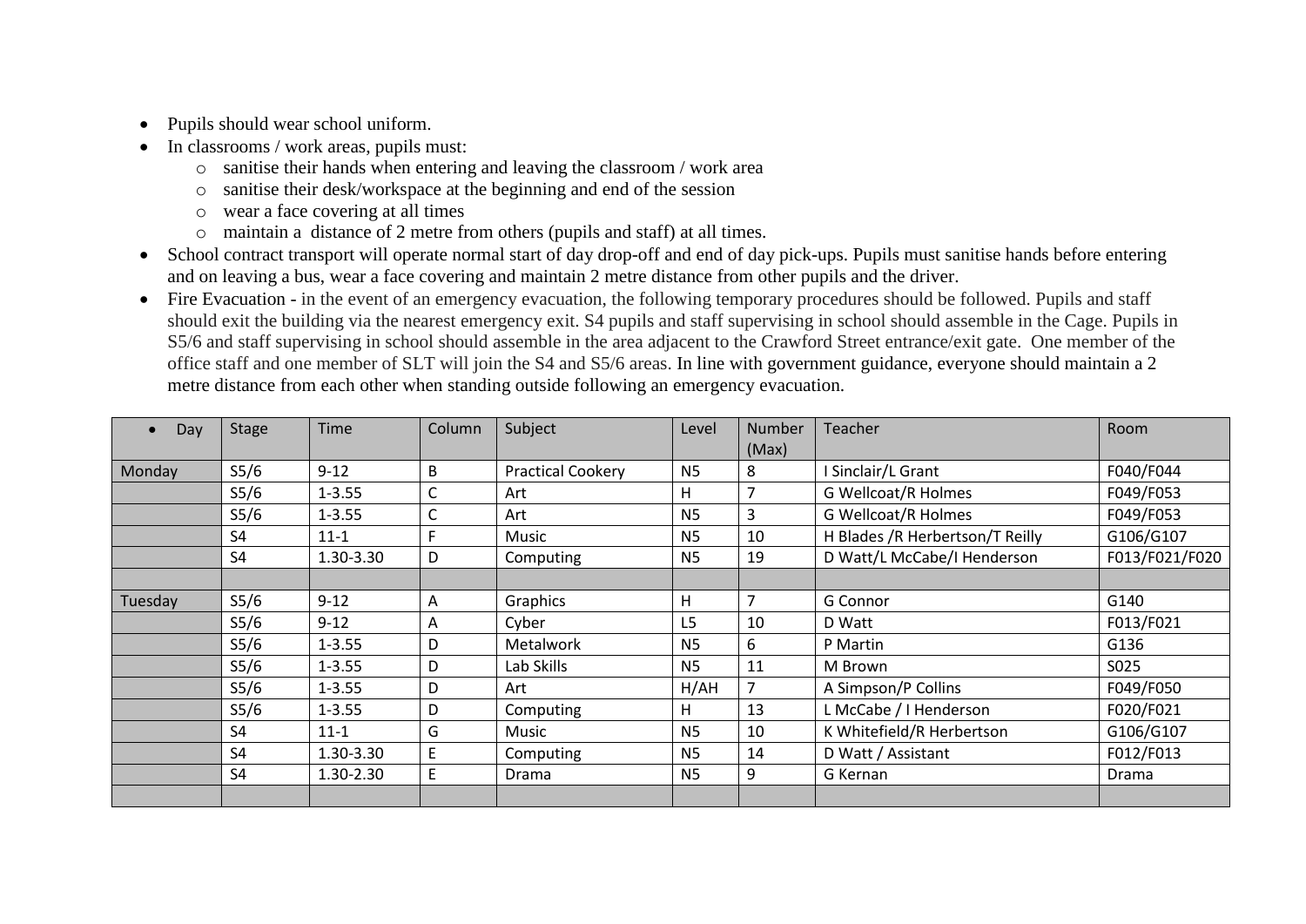- Pupils should wear school uniform.
- In classrooms / work areas, pupils must:
  - sanitise their hands when entering and leaving the classroom / work area
  - sanitise their desk/workspace at the beginning and end of the session
  - wear a face covering at all times
  - maintain a distance of 2 metre from others (pupils and staff) at all times.
- School contract transport will operate normal start of day drop-off and end of day pick-ups. Pupils must sanitise hands before entering and on leaving a bus, wear a face covering and maintain 2 metre distance from other pupils and the driver.
- Fire Evacuation - in the event of an emergency evacuation, the following temporary procedures should be followed. Pupils and staff should exit the building via the nearest emergency exit. S4 pupils and staff supervising in school should assemble in the Cage. Pupils in S5/6 and staff supervising in school should assemble in the area adjacent to the Crawford Street entrance/exit gate. One member of the office staff and one member of SLT will join the S4 and S5/6 areas. In line with government guidance, everyone should maintain a 2 metre distance from each other when standing outside following an emergency evacuation.

| Day | Stage | Time | Column | Subject | Level | Number (Max) | Teacher | Room |
|---|---|---|---|---|---|---|---|---|
| Monday | S5/6 | 9-12 | B | Practical Cookery | N5 | 8 | I Sinclair/L Grant | F040/F044 |
| | S5/6 | 1-3.55 | C | Art | H | 7 | G Wellcoat/R Holmes | F049/F053 |
| | S5/6 | 1-3.55 | C | Art | N5 | 3 | G Wellcoat/R Holmes | F049/F053 |
| | S4 | 11-1 | F | Music | N5 | 10 | H Blades /R Herbertson/T Reilly | G106/G107 |
| | S4 | 1.30-3.30 | D | Computing | N5 | 19 | D Watt/L McCabe/I Henderson | F013/F021/F020 |
| | | | | | | | | |
| Tuesday | S5/6 | 9-12 | A | Graphics | H | 7 | G Connor | G140 |
| | S5/6 | 9-12 | A | Cyber | L5 | 10 | D Watt | F013/F021 |
| | S5/6 | 1-3.55 | D | Metalwork | N5 | 6 | P Martin | G136 |
| | S5/6 | 1-3.55 | D | Lab Skills | N5 | 11 | M Brown | S025 |
| | S5/6 | 1-3.55 | D | Art | H/AH | 7 | A Simpson/P Collins | F049/F050 |
| | S5/6 | 1-3.55 | D | Computing | H | 13 | L McCabe / I Henderson | F020/F021 |
| | S4 | 11-1 | G | Music | N5 | 10 | K Whitefield/R Herbertson | G106/G107 |
| | S4 | 1.30-3.30 | E | Computing | N5 | 14 | D Watt / Assistant | F012/F013 |
| | S4 | 1.30-2.30 | E | Drama | N5 | 9 | G Kernan | Drama |
| | | | | | | | | |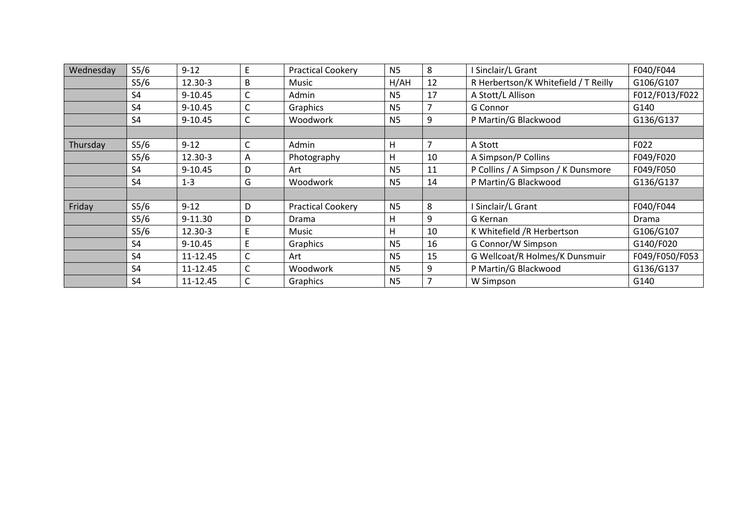| | | | | | | | | |
|---|---|---|---|---|---|---|---|---|
| Wednesday | S5/6 | 9-12 | E | Practical Cookery | N5 | 8 | I Sinclair/L Grant | F040/F044 |
| | S5/6 | 12.30-3 | B | Music | H/AH | 12 | R Herbertson/K Whitefield / T Reilly | G106/G107 |
| | S4 | 9-10.45 | C | Admin | N5 | 17 | A Stott/L Allison | F012/F013/F022 |
| | S4 | 9-10.45 | C | Graphics | N5 | 7 | G Connor | G140 |
| | S4 | 9-10.45 | C | Woodwork | N5 | 9 | P Martin/G Blackwood | G136/G137 |
| | | | | | | | | |
| Thursday | S5/6 | 9-12 | C | Admin | H | 7 | A Stott | F022 |
| | S5/6 | 12.30-3 | A | Photography | H | 10 | A Simpson/P Collins | F049/F020 |
| | S4 | 9-10.45 | D | Art | N5 | 11 | P Collins / A Simpson / K Dunsmore | F049/F050 |
| | S4 | 1-3 | G | Woodwork | N5 | 14 | P Martin/G Blackwood | G136/G137 |
| | | | | | | | | |
| Friday | S5/6 | 9-12 | D | Practical Cookery | N5 | 8 | I Sinclair/L Grant | F040/F044 |
| | S5/6 | 9-11.30 | D | Drama | H | 9 | G Kernan | Drama |
| | S5/6 | 12.30-3 | E | Music | H | 10 | K Whitefield /R Herbertson | G106/G107 |
| | S4 | 9-10.45 | E | Graphics | N5 | 16 | G Connor/W Simpson | G140/F020 |
| | S4 | 11-12.45 | C | Art | N5 | 15 | G Wellcoat/R Holmes/K Dunsmuir | F049/F050/F053 |
| | S4 | 11-12.45 | C | Woodwork | N5 | 9 | P Martin/G Blackwood | G136/G137 |
| | S4 | 11-12.45 | C | Graphics | N5 | 7 | W Simpson | G140 |